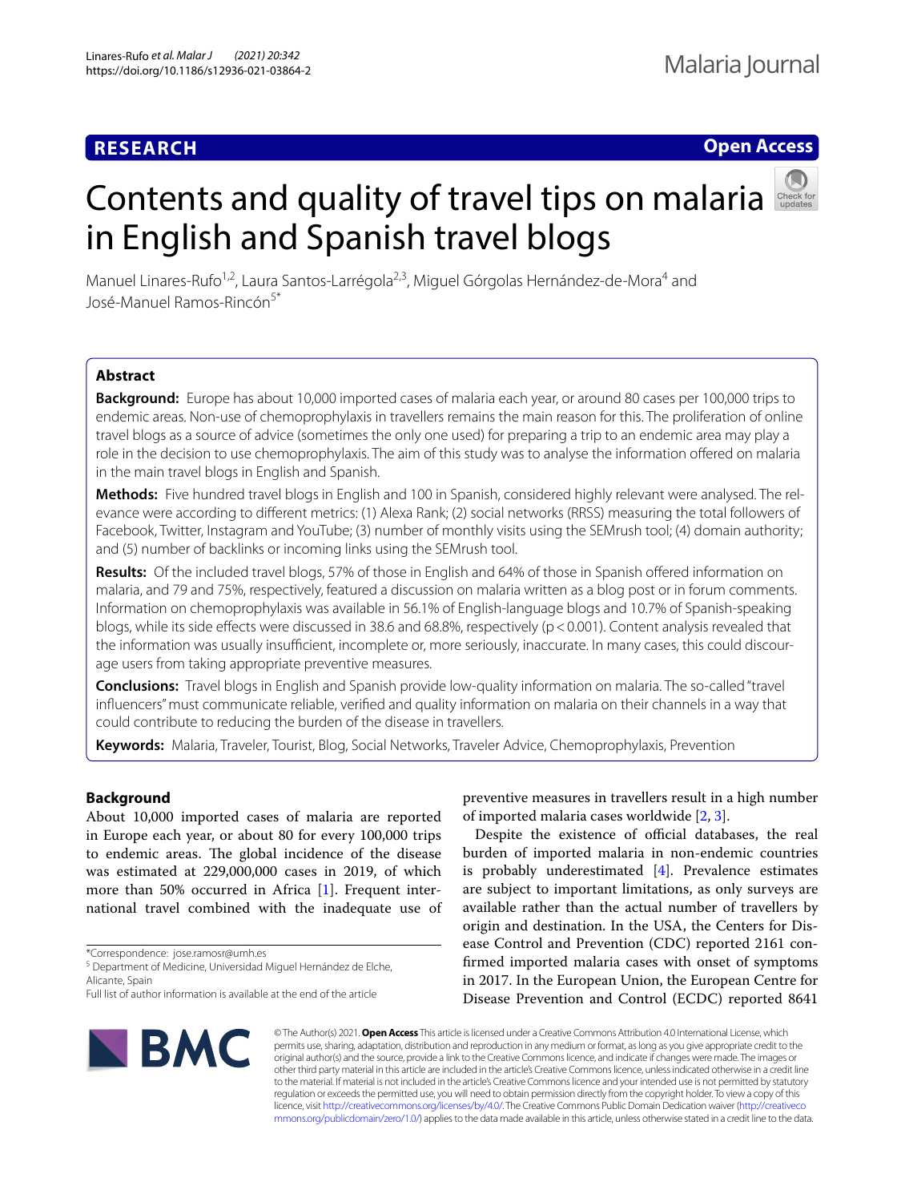RESEARCH

Open Access

# Contents and quality of travel tips on malaria in English and Spanish travel blogs

Manuel Linares-Rufo[1,2], Laura Santos-Larrégola[2,3], Miguel Górgolas Hernández-de-Mora[4] and José-Manuel Ramos-Rincón[5*]

## Abstract

**Background:** Europe has about 10,000 imported cases of malaria each year, or around 80 cases per 100,000 trips to endemic areas. Non-use of chemoprophylaxis in travellers remains the main reason for this. The proliferation of online travel blogs as a source of advice (sometimes the only one used) for preparing a trip to an endemic area may play a role in the decision to use chemoprophylaxis. The aim of this study was to analyse the information offered on malaria in the main travel blogs in English and Spanish.

**Methods:** Five hundred travel blogs in English and 100 in Spanish, considered highly relevant were analysed. The relevance were according to different metrics: (1) Alexa Rank; (2) social networks (RRSS) measuring the total followers of Facebook, Twitter, Instagram and YouTube; (3) number of monthly visits using the SEMrush tool; (4) domain authority; and (5) number of backlinks or incoming links using the SEMrush tool.

**Results:** Of the included travel blogs, 57% of those in English and 64% of those in Spanish offered information on malaria, and 79 and 75%, respectively, featured a discussion on malaria written as a blog post or in forum comments. Information on chemoprophylaxis was available in 56.1% of English-language blogs and 10.7% of Spanish-speaking blogs, while its side effects were discussed in 38.6 and 68.8%, respectively ($p < 0.001$). Content analysis revealed that the information was usually insufficient, incomplete or, more seriously, inaccurate. In many cases, this could discourage users from taking appropriate preventive measures.

**Conclusions:** Travel blogs in English and Spanish provide low-quality information on malaria. The so-called "travel influencers" must communicate reliable, verified and quality information on malaria on their channels in a way that could contribute to reducing the burden of the disease in travellers.

**Keywords:** Malaria, Traveler, Tourist, Blog, Social Networks, Traveler Advice, Chemoprophylaxis, Prevention

## Background

About 10,000 imported cases of malaria are reported in Europe each year, or about 80 for every 100,000 trips to endemic areas. The global incidence of the disease was estimated at 229,000,000 cases in 2019, of which more than 50% occurred in Africa [1]. Frequent international travel combined with the inadequate use of preventive measures in travellers result in a high number of imported malaria cases worldwide [2, 3].

Despite the existence of official databases, the real burden of imported malaria in non-endemic countries is probably underestimated [4]. Prevalence estimates are subject to important limitations, as only surveys are available rather than the actual number of travellers by origin and destination. In the USA, the Centers for Disease Control and Prevention (CDC) reported 2161 confirmed imported malaria cases with onset of symptoms in 2017. In the European Union, the European Centre for Disease Prevention and Control (ECDC) reported 8641

*Correspondence: jose.ramosr@umh.es

[5] Department of Medicine, Universidad Miguel Hernández de Elche, Alicante, Spain

Full list of author information is available at the end of the article

© The Author(s) 2021. **Open Access** This article is licensed under a Creative Commons Attribution 4.0 International License, which permits use, sharing, adaptation, distribution and reproduction in any medium or format, as long as you give appropriate credit to the original author(s) and the source, provide a link to the Creative Commons licence, and indicate if changes were made. The images or other third party material in this article are included in the article's Creative Commons licence, unless indicated otherwise in a credit line to the material. If material is not included in the article's Creative Commons licence and your intended use is not permitted by statutory regulation or exceeds the permitted use, you will need to obtain permission directly from the copyright holder. To view a copy of this licence, visit http://creativecommons.org/licenses/by/4.0/. The Creative Commons Public Domain Dedication waiver (http://creativecommons.org/publicdomain/zero/1.0/) applies to the data made available in this article, unless otherwise stated in a credit line to the data.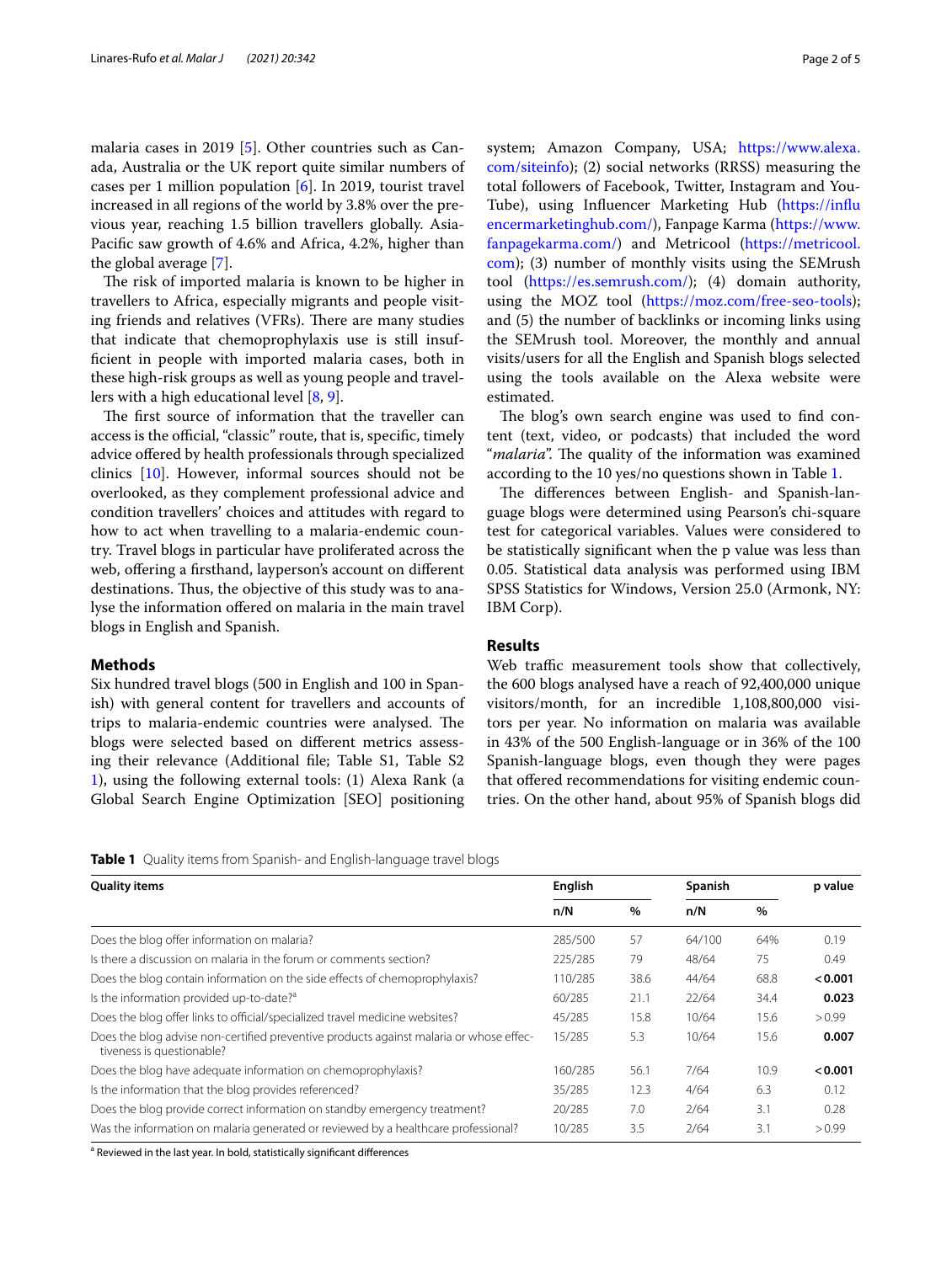malaria cases in 2019 [5]. Other countries such as Canada, Australia or the UK report quite similar numbers of cases per 1 million population [6]. In 2019, tourist travel increased in all regions of the world by 3.8% over the previous year, reaching 1.5 billion travellers globally. Asia-Pacific saw growth of 4.6% and Africa, 4.2%, higher than the global average [7].

The risk of imported malaria is known to be higher in travellers to Africa, especially migrants and people visiting friends and relatives (VFRs). There are many studies that indicate that chemoprophylaxis use is still insufficient in people with imported malaria cases, both in these high-risk groups as well as young people and travellers with a high educational level [8, 9].

The first source of information that the traveller can access is the official, "classic" route, that is, specific, timely advice offered by health professionals through specialized clinics [10]. However, informal sources should not be overlooked, as they complement professional advice and condition travellers' choices and attitudes with regard to how to act when travelling to a malaria-endemic country. Travel blogs in particular have proliferated across the web, offering a firsthand, layperson's account on different destinations. Thus, the objective of this study was to analyse the information offered on malaria in the main travel blogs in English and Spanish.

## Methods

Six hundred travel blogs (500 in English and 100 in Spanish) with general content for travellers and accounts of trips to malaria-endemic countries were analysed. The blogs were selected based on different metrics assessing their relevance (Additional file; Table S1, Table S2 1), using the following external tools: (1) Alexa Rank (a Global Search Engine Optimization [SEO] positioning system; Amazon Company, USA; https://www.alexa.com/siteinfo); (2) social networks (RRSS) measuring the total followers of Facebook, Twitter, Instagram and YouTube), using Influencer Marketing Hub (https://influencermarketinghub.com/), Fanpage Karma (https://www.fanpagekarma.com/) and Metricool (https://metricool.com); (3) number of monthly visits using the SEMrush tool (https://es.semrush.com/); (4) domain authority, using the MOZ tool (https://moz.com/free-seo-tools); and (5) the number of backlinks or incoming links using the SEMrush tool. Moreover, the monthly and annual visits/users for all the English and Spanish blogs selected using the tools available on the Alexa website were estimated.

The blog's own search engine was used to find content (text, video, or podcasts) that included the word "*malaria*". The quality of the information was examined according to the 10 yes/no questions shown in Table 1.

The differences between English- and Spanish-language blogs were determined using Pearson's chi-square test for categorical variables. Values were considered to be statistically significant when the p value was less than 0.05. Statistical data analysis was performed using IBM SPSS Statistics for Windows, Version 25.0 (Armonk, NY: IBM Corp).

## Results

Web traffic measurement tools show that collectively, the 600 blogs analysed have a reach of 92,400,000 unique visitors/month, for an incredible 1,108,800,000 visitors per year. No information on malaria was available in 43% of the 500 English-language or in 36% of the 100 Spanish-language blogs, even though they were pages that offered recommendations for visiting endemic countries. On the other hand, about 95% of Spanish blogs did

**Table 1** Quality items from Spanish- and English-language travel blogs

| Quality items | English | | Spanish | | p value |
|---|---|---|---|---|---|
| | n/N | % | n/N | % | |
| Does the blog offer information on malaria? | 285/500 | 57 | 64/100 | 64% | 0.19 |
| Is there a discussion on malaria in the forum or comments section? | 225/285 | 79 | 48/64 | 75 | 0.49 |
| Does the blog contain information on the side effects of chemoprophylaxis? | 110/285 | 38.6 | 44/64 | 68.8 | **< 0.001** |
| Is the information provided up-to-date?[a] | 60/285 | 21.1 | 22/64 | 34.4 | **0.023** |
| Does the blog offer links to official/specialized travel medicine websites? | 45/285 | 15.8 | 10/64 | 15.6 | > 0.99 |
| Does the blog advise non-certified preventive products against malaria or whose effectiveness is questionable? | 15/285 | 5.3 | 10/64 | 15.6 | **0.007** |
| Does the blog have adequate information on chemoprophylaxis? | 160/285 | 56.1 | 7/64 | 10.9 | **< 0.001** |
| Is the information that the blog provides referenced? | 35/285 | 12.3 | 4/64 | 6.3 | 0.12 |
| Does the blog provide correct information on standby emergency treatment? | 20/285 | 7.0 | 2/64 | 3.1 | 0.28 |
| Was the information on malaria generated or reviewed by a healthcare professional? | 10/285 | 3.5 | 2/64 | 3.1 | > 0.99 |

[a] Reviewed in the last year. In bold, statistically significant differences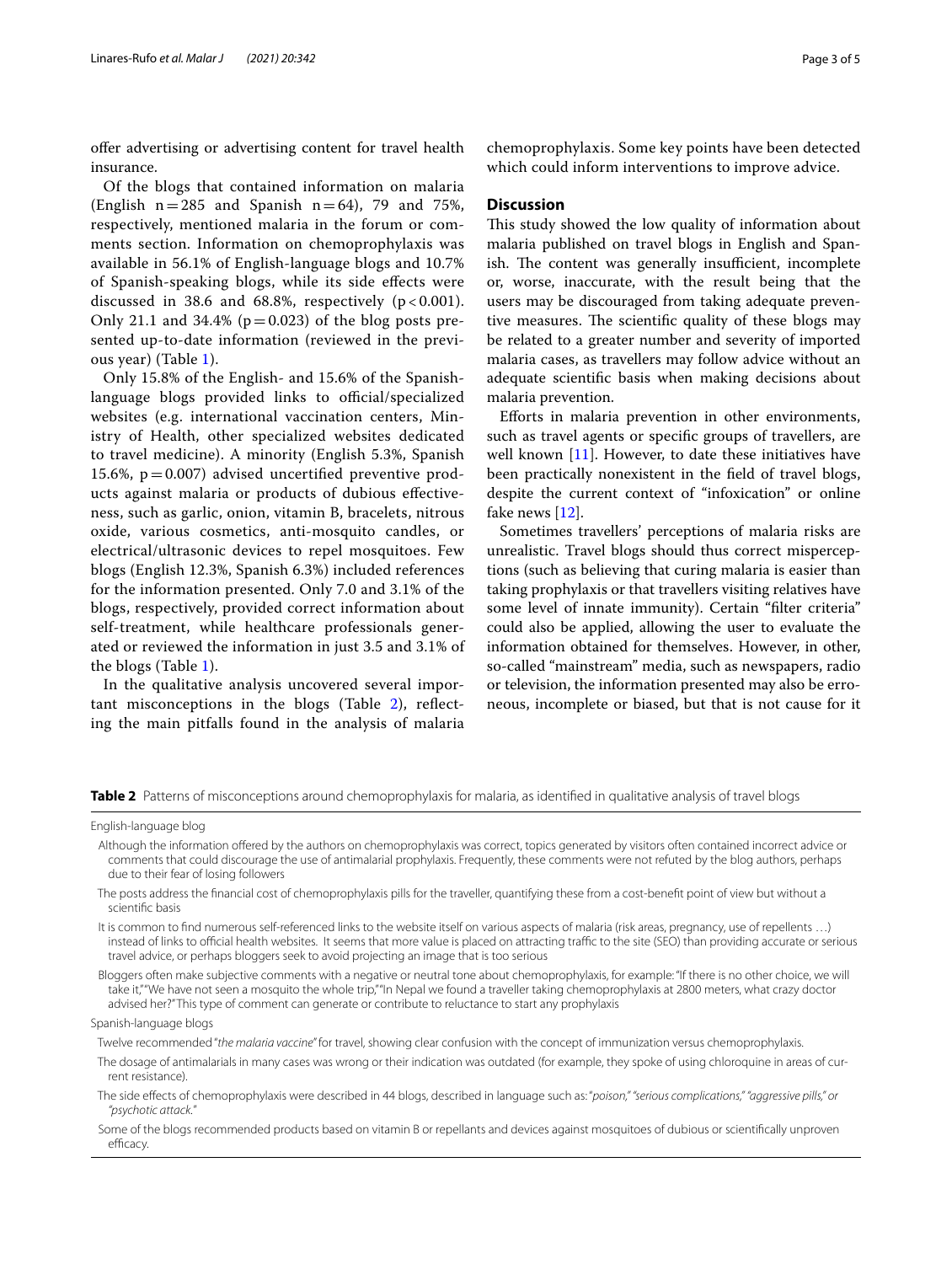offer advertising or advertising content for travel health insurance.

Of the blogs that contained information on malaria (English $n = 285$ and Spanish $n = 64$), 79 and 75%, respectively, mentioned malaria in the forum or comments section. Information on chemoprophylaxis was available in 56.1% of English-language blogs and 10.7% of Spanish-speaking blogs, while its side effects were discussed in 38.6 and 68.8%, respectively ($p < 0.001$). Only 21.1 and 34.4% ($p = 0.023$) of the blog posts presented up-to-date information (reviewed in the previous year) (Table 1).

Only 15.8% of the English- and 15.6% of the Spanish-language blogs provided links to official/specialized websites (e.g. international vaccination centers, Ministry of Health, other specialized websites dedicated to travel medicine). A minority (English 5.3%, Spanish 15.6%, $p = 0.007$) advised uncertified preventive products against malaria or products of dubious effectiveness, such as garlic, onion, vitamin B, bracelets, nitrous oxide, various cosmetics, anti-mosquito candles, or electrical/ultrasonic devices to repel mosquitoes. Few blogs (English 12.3%, Spanish 6.3%) included references for the information presented. Only 7.0 and 3.1% of the blogs, respectively, provided correct information about self-treatment, while healthcare professionals generated or reviewed the information in just 3.5 and 3.1% of the blogs (Table 1).

In the qualitative analysis uncovered several important misconceptions in the blogs (Table 2), reflecting the main pitfalls found in the analysis of malaria chemoprophylaxis. Some key points have been detected which could inform interventions to improve advice.

## Discussion

This study showed the low quality of information about malaria published on travel blogs in English and Spanish. The content was generally insufficient, incomplete or, worse, inaccurate, with the result being that the users may be discouraged from taking adequate preventive measures. The scientific quality of these blogs may be related to a greater number and severity of imported malaria cases, as travellers may follow advice without an adequate scientific basis when making decisions about malaria prevention.

Efforts in malaria prevention in other environments, such as travel agents or specific groups of travellers, are well known [11]. However, to date these initiatives have been practically nonexistent in the field of travel blogs, despite the current context of "infoxication" or online fake news [12].

Sometimes travellers' perceptions of malaria risks are unrealistic. Travel blogs should thus correct misperceptions (such as believing that curing malaria is easier than taking prophylaxis or that travellers visiting relatives have some level of innate immunity). Certain "filter criteria" could also be applied, allowing the user to evaluate the information obtained for themselves. However, in other, so-called "mainstream" media, such as newspapers, radio or television, the information presented may also be erroneous, incomplete or biased, but that is not cause for it

**Table 2** Patterns of misconceptions around chemoprophylaxis for malaria, as identified in qualitative analysis of travel blogs

| |
|---|
| English-language blog |
| Although the information offered by the authors on chemoprophylaxis was correct, topics generated by visitors often contained incorrect advice or comments that could discourage the use of antimalarial prophylaxis. Frequently, these comments were not refuted by the blog authors, perhaps due to their fear of losing followers |
| The posts address the financial cost of chemoprophylaxis pills for the traveller, quantifying these from a cost-benefit point of view but without a scientific basis |
| It is common to find numerous self-referenced links to the website itself on various aspects of malaria (risk areas, pregnancy, use of repellents …) instead of links to official health websites. It seems that more value is placed on attracting traffic to the site (SEO) than providing accurate or serious travel advice, or perhaps bloggers seek to avoid projecting an image that is too serious |
| Bloggers often make subjective comments with a negative or neutral tone about chemoprophylaxis, for example: "If there is no other choice, we will take it," "We have not seen a mosquito the whole trip," "In Nepal we found a traveller taking chemoprophylaxis at 2800 meters, what crazy doctor advised her?" This type of comment can generate or contribute to reluctance to start any prophylaxis |
| Spanish-language blogs |
| Twelve recommended "*the malaria vaccine*" for travel, showing clear confusion with the concept of immunization versus chemoprophylaxis. |
| The dosage of antimalarials in many cases was wrong or their indication was outdated (for example, they spoke of using chloroquine in areas of current resistance). |
| The side effects of chemoprophylaxis were described in 44 blogs, described in language such as: "*poison,*" "*serious complications,*" "*aggressive pills,*" or "*psychotic attack.*" |
| Some of the blogs recommended products based on vitamin B or repellants and devices against mosquitoes of dubious or scientifically unproven efficacy. |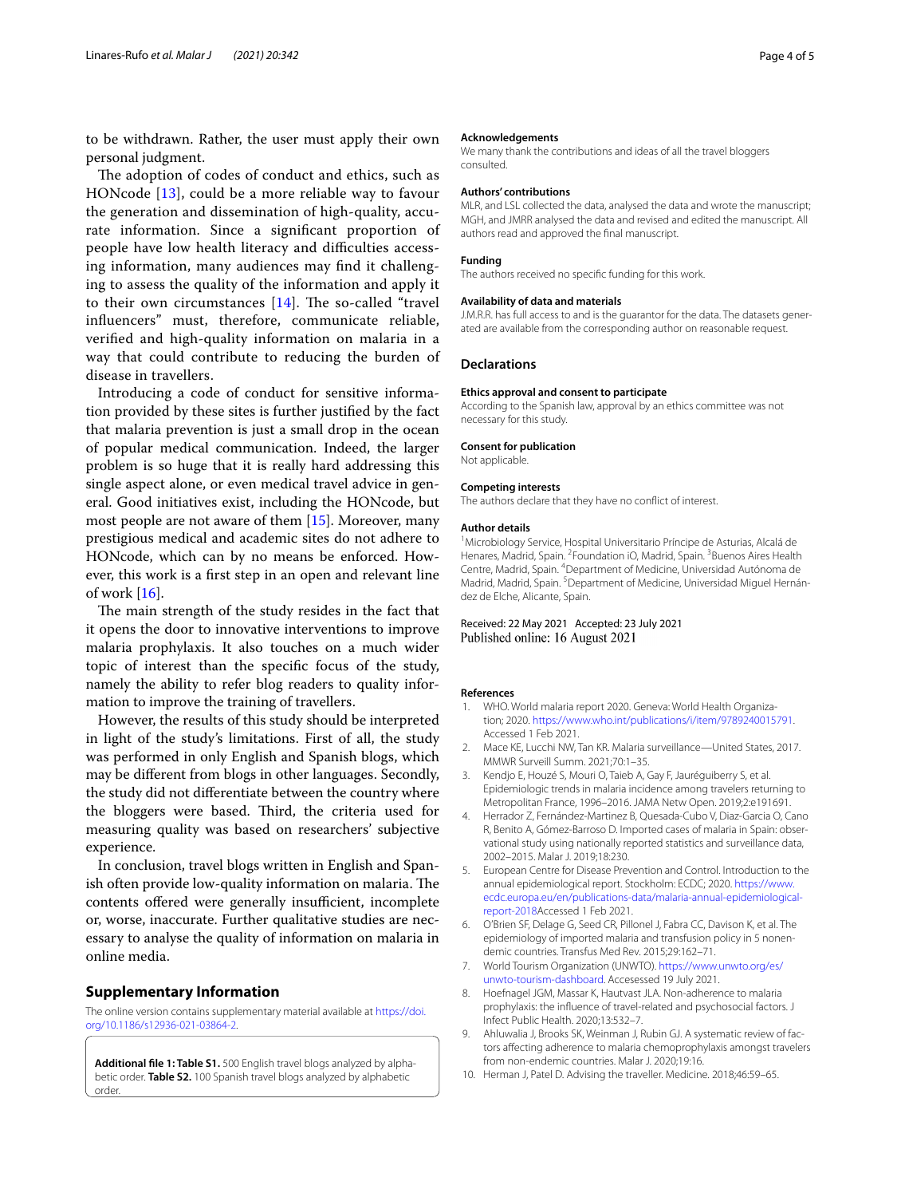to be withdrawn. Rather, the user must apply their own personal judgment.

The adoption of codes of conduct and ethics, such as HONcode [13], could be a more reliable way to favour the generation and dissemination of high-quality, accurate information. Since a significant proportion of people have low health literacy and difficulties accessing information, many audiences may find it challenging to assess the quality of the information and apply it to their own circumstances [14]. The so-called "travel influencers" must, therefore, communicate reliable, verified and high-quality information on malaria in a way that could contribute to reducing the burden of disease in travellers.

Introducing a code of conduct for sensitive information provided by these sites is further justified by the fact that malaria prevention is just a small drop in the ocean of popular medical communication. Indeed, the larger problem is so huge that it is really hard addressing this single aspect alone, or even medical travel advice in general. Good initiatives exist, including the HONcode, but most people are not aware of them [15]. Moreover, many prestigious medical and academic sites do not adhere to HONcode, which can by no means be enforced. However, this work is a first step in an open and relevant line of work [16].

The main strength of the study resides in the fact that it opens the door to innovative interventions to improve malaria prophylaxis. It also touches on a much wider topic of interest than the specific focus of the study, namely the ability to refer blog readers to quality information to improve the training of travellers.

However, the results of this study should be interpreted in light of the study's limitations. First of all, the study was performed in only English and Spanish blogs, which may be different from blogs in other languages. Secondly, the study did not differentiate between the country where the bloggers were based. Third, the criteria used for measuring quality was based on researchers' subjective experience.

In conclusion, travel blogs written in English and Spanish often provide low-quality information on malaria. The contents offered were generally insufficient, incomplete or, worse, inaccurate. Further qualitative studies are necessary to analyse the quality of information on malaria in online media.

## Supplementary Information

The online version contains supplementary material available at https://doi.org/10.1186/s12936-021-03864-2.

**Additional file 1: Table S1.** 500 English travel blogs analyzed by alphabetic order. **Table S2.** 100 Spanish travel blogs analyzed by alphabetic order.

#### Acknowledgements

We many thank the contributions and ideas of all the travel bloggers consulted.

#### Authors' contributions

MLR, and LSL collected the data, analysed the data and wrote the manuscript; MGH, and JMRR analysed the data and revised and edited the manuscript. All authors read and approved the final manuscript.

#### Funding

The authors received no specific funding for this work.

#### Availability of data and materials

J.M.R.R. has full access to and is the guarantor for the data. The datasets generated are available from the corresponding author on reasonable request.

### Declarations

#### Ethics approval and consent to participate

According to the Spanish law, approval by an ethics committee was not necessary for this study.

#### Consent for publication

Not applicable.

#### Competing interests

The authors declare that they have no conflict of interest.

#### Author details

[1] Microbiology Service, Hospital Universitario Príncipe de Asturias, Alcalá de Henares, Madrid, Spain. [2] Foundation iO, Madrid, Spain. [3] Buenos Aires Health Centre, Madrid, Spain. [4] Department of Medicine, Universidad Autónoma de Madrid, Madrid, Spain. [5] Department of Medicine, Universidad Miguel Hernández de Elche, Alicante, Spain.

Received: 22 May 2021 Accepted: 23 July 2021
Published online: 16 August 2021

#### References

1. WHO. World malaria report 2020. Geneva: World Health Organization; 2020. https://www.who.int/publications/i/item/9789240015791. Accessed 1 Feb 2021.
2. Mace KE, Lucchi NW, Tan KR. Malaria surveillance—United States, 2017. MMWR Surveill Summ. 2021;70:1–35.
3. Kendjo E, Houzé S, Mouri O, Taieb A, Gay F, Jauréguiberry S, et al. Epidemiologic trends in malaria incidence among travelers returning to Metropolitan France, 1996–2016. JAMA Netw Open. 2019;2:e191691.
4. Herrador Z, Fernández-Martinez B, Quesada-Cubo V, Diaz-Garcia O, Cano R, Benito A, Gómez-Barroso D. Imported cases of malaria in Spain: observational study using nationally reported statistics and surveillance data, 2002–2015. Malar J. 2019;18:230.
5. European Centre for Disease Prevention and Control. Introduction to the annual epidemiological report. Stockholm: ECDC; 2020. https://www.ecdc.europa.eu/en/publications-data/malaria-annual-epidemiological-report-2018Accessed 1 Feb 2021.
6. O'Brien SF, Delage G, Seed CR, Pillonel J, Fabra CC, Davison K, et al. The epidemiology of imported malaria and transfusion policy in 5 nonendemic countries. Transfus Med Rev. 2015;29:162–71.
7. World Tourism Organization (UNWTO). https://www.unwto.org/es/unwto-tourism-dashboard. Accesessed 19 July 2021.
8. Hoefnagel JGM, Massar K, Hautvast JLA. Non-adherence to malaria prophylaxis: the influence of travel-related and psychosocial factors. J Infect Public Health. 2020;13:532–7.
9. Ahluwalia J, Brooks SK, Weinman J, Rubin GJ. A systematic review of factors affecting adherence to malaria chemoprophylaxis amongst travelers from non-endemic countries. Malar J. 2020;19:16.
10. Herman J, Patel D. Advising the traveller. Medicine. 2018;46:59–65.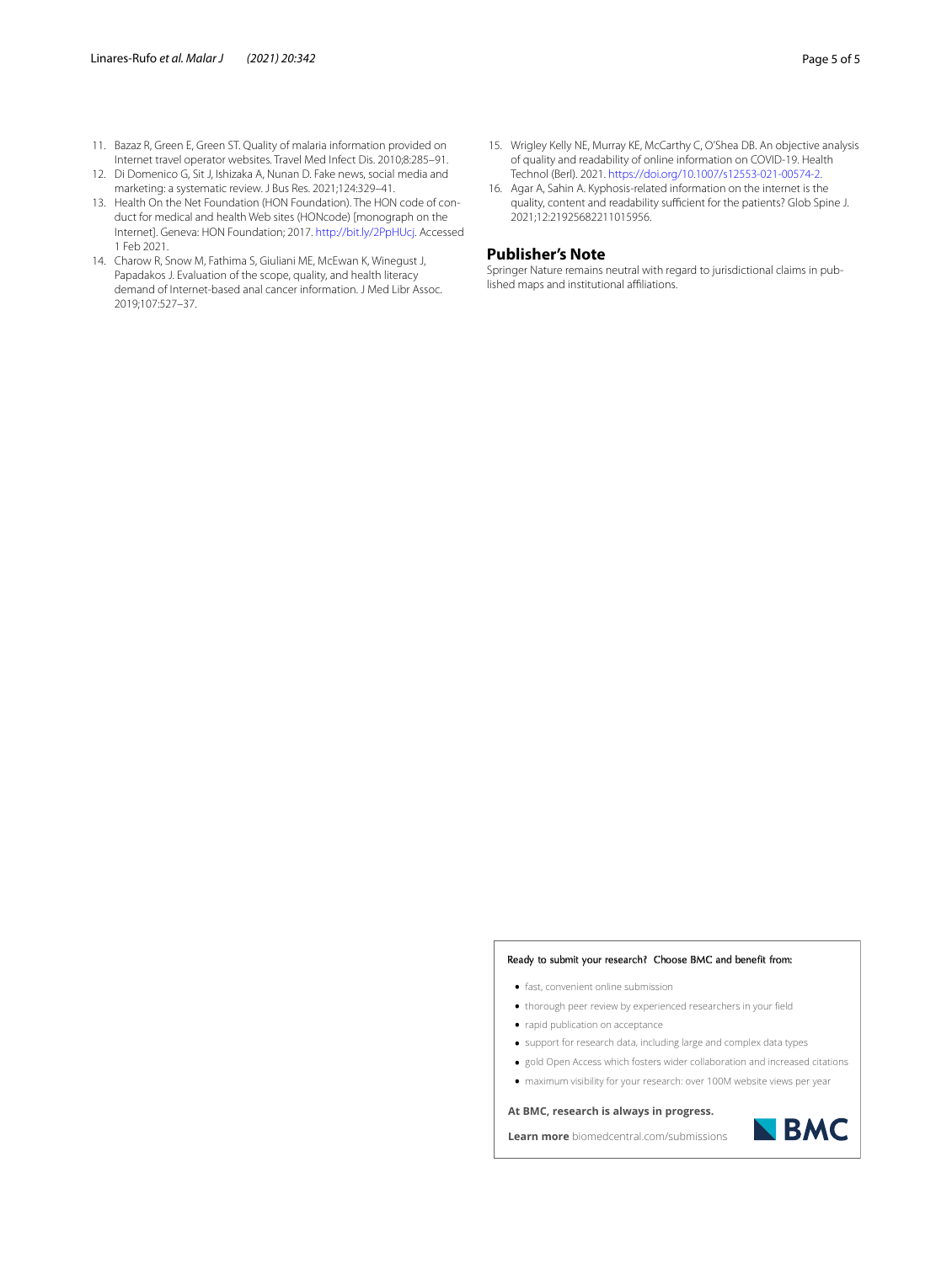11. Bazaz R, Green E, Green ST. Quality of malaria information provided on Internet travel operator websites. Travel Med Infect Dis. 2010;8:285–91.
12. Di Domenico G, Sit J, Ishizaka A, Nunan D. Fake news, social media and marketing: a systematic review. J Bus Res. 2021;124:329–41.
13. Health On the Net Foundation (HON Foundation). The HON code of conduct for medical and health Web sites (HONcode) [monograph on the Internet]. Geneva: HON Foundation; 2017. http://bit.ly/2PpHUcj. Accessed 1 Feb 2021.
14. Charow R, Snow M, Fathima S, Giuliani ME, McEwan K, Winegust J, Papadakos J. Evaluation of the scope, quality, and health literacy demand of Internet-based anal cancer information. J Med Libr Assoc. 2019;107:527–37.
15. Wrigley Kelly NE, Murray KE, McCarthy C, O'Shea DB. An objective analysis of quality and readability of online information on COVID-19. Health Technol (Berl). 2021. https://doi.org/10.1007/s12553-021-00574-2.
16. Agar A, Sahin A. Kyphosis-related information on the internet is the quality, content and readability sufficient for the patients? Glob Spine J. 2021;12:21925682211015956.

## Publisher's Note

Springer Nature remains neutral with regard to jurisdictional claims in published maps and institutional affiliations.

Ready to submit your research? Choose BMC and benefit from:

- fast, convenient online submission
- thorough peer review by experienced researchers in your field
- rapid publication on acceptance
- support for research data, including large and complex data types
- gold Open Access which fosters wider collaboration and increased citations
- maximum visibility for your research: over 100M website views per year

**At BMC, research is always in progress.**

**Learn more** biomedcentral.com/submissions

BMC